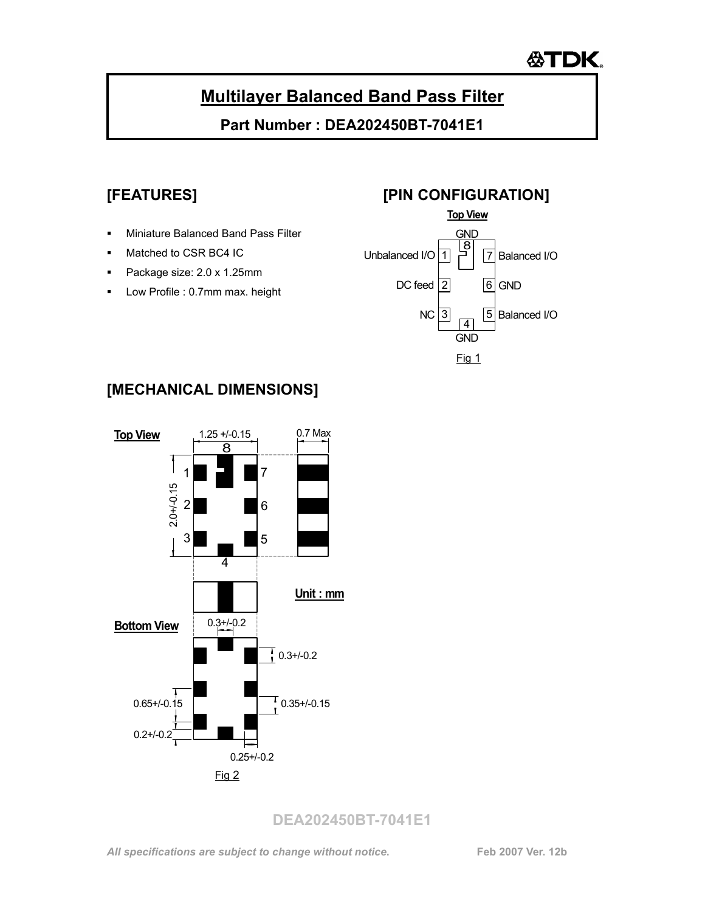# Multilayer Balanced Band Pass Filter

**Part Number : DEA202450BT-7041E1**

## [FEATURES]

- Miniature Balanced Band Pass Filter
- Matched to CSR BC4 IC
- Package size: 2.0 x 1.25mm
- Low Profile : 0.7mm max. height

## [PIN CONFIGURATION]

**Top View**

| Pin | Function |
| --- | --- |
| 1 | Unbalanced I/O |
| 2 | DC feed |
| 3 | NC |
| 4 | GND |
| 5 | Balanced I/O |
| 6 | GND |
| 7 | Balanced I/O |
| 8 | GND |

Fig 1

## [MECHANICAL DIMENSIONS]

**Top View**

1.25 +/-0.15

0.7 Max

2.0+/-0.15

**Unit : mm**

**Bottom View**

0.3+/-0.2

0.3+/-0.2

0.65+/-0.15

0.35+/-0.15

0.2+/-0.2

0.25+/-0.2

Fig 2

*All specifications are subject to change without notice.* **Feb 2007 Ver. 12b**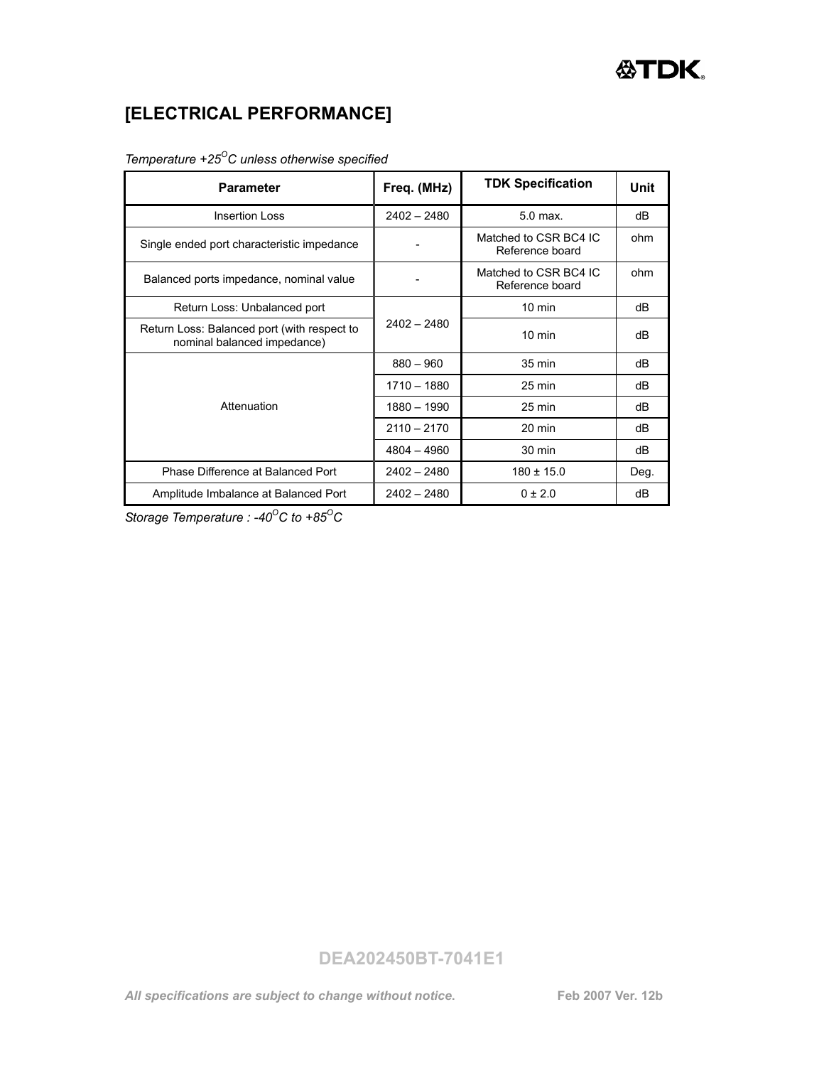# [ELECTRICAL PERFORMANCE]

*Temperature +25$^{O}$C unless otherwise specified*

| Parameter | Freq. (MHz) | TDK Specification | Unit |
|---|---|---|---|
| Insertion Loss | 2402 – 2480 | 5.0 max. | dB |
| Single ended port characteristic impedance | - | Matched to CSR BC4 IC Reference board | ohm |
| Balanced ports impedance, nominal value | - | Matched to CSR BC4 IC Reference board | ohm |
| Return Loss: Unbalanced port | 2402 – 2480 | 10 min | dB |
| Return Loss: Balanced port (with respect to nominal balanced impedance) | | 10 min | dB |
| Attenuation | 880 – 960 | 35 min | dB |
| | 1710 – 1880 | 25 min | dB |
| | 1880 – 1990 | 25 min | dB |
| | 2110 – 2170 | 20 min | dB |
| | 4804 – 4960 | 30 min | dB |
| Phase Difference at Balanced Port | 2402 – 2480 | 180 ± 15.0 | Deg. |
| Amplitude Imbalance at Balanced Port | 2402 – 2480 | 0 ± 2.0 | dB |

*Storage Temperature : -40$^{O}$C to +85$^{O}$C*

**DEA202450BT-7041E1**

***All specifications are subject to change without notice.*** **Feb 2007 Ver. 12b**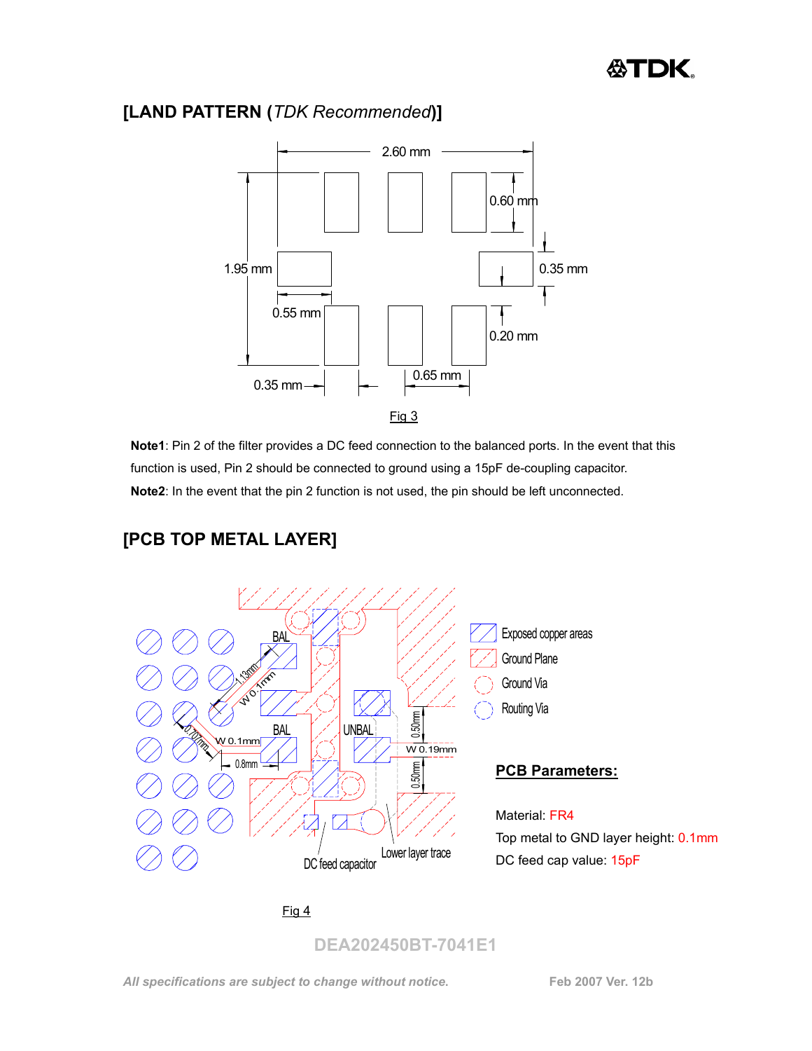## [LAND PATTERN (*TDK Recommended*)]

2.60 mm

0.60 mm

1.95 mm

0.35 mm

0.55 mm

0.20 mm

0.35 mm

0.65 mm

Fig 3

**Note1**: Pin 2 of the filter provides a DC feed connection to the balanced ports. In the event that this function is used, Pin 2 should be connected to ground using a 15pF de-coupling capacitor.

**Note2**: In the event that the pin 2 function is not used, the pin should be left unconnected.

## [PCB TOP METAL LAYER]

BAL

1.13mm

W 0.1mm

0.707mm

W 0.1mm

0.8mm

BAL

UNBAL

0.50mm

W 0.19mm

0.50mm

DC feed capacitor

Lower layer trace

Exposed copper areas

Ground Plane

Ground Via

Routing Via

**PCB Parameters:**

Material: FR4

Top metal to GND layer height: 0.1mm

DC feed cap value: 15pF

Fig 4

DEA202450BT-7041E1

*All specifications are subject to change without notice.*

Feb 2007 Ver. 12b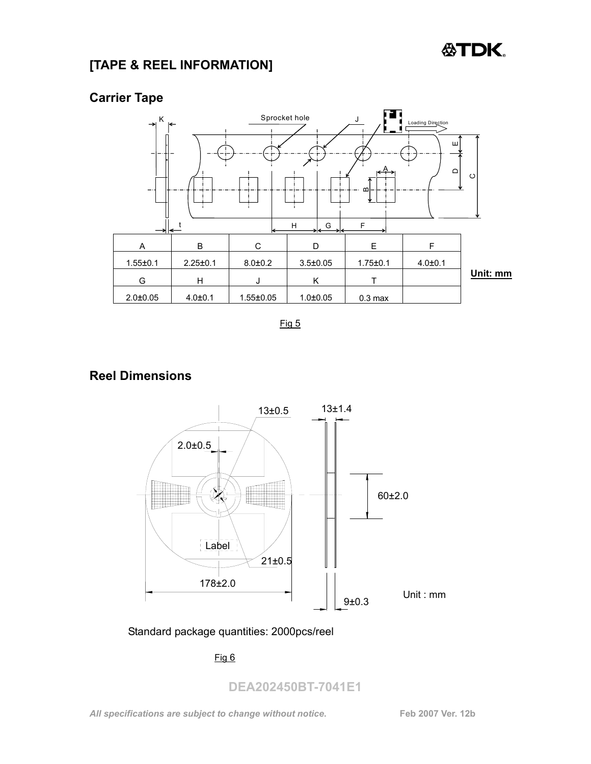# [TAPE & REEL INFORMATION]

## Carrier Tape

| A | B | C | D | E | F |
|---|---|---|---|---|---|
| 1.55±0.1 | 2.25±0.1 | 8.0±0.2 | 3.5±0.05 | 1.75±0.1 | 4.0±0.1 |
| G | H | J | K | T | |
| 2.0±0.05 | 4.0±0.1 | 1.55±0.05 | 1.0±0.05 | 0.3 max | |

**Unit: mm**

Fig 5

## Reel Dimensions

Unit : mm

Standard package quantities: 2000pcs/reel

Fig 6

DEA202450BT-7041E1

*All specifications are subject to change without notice.* Feb 2007 Ver. 12b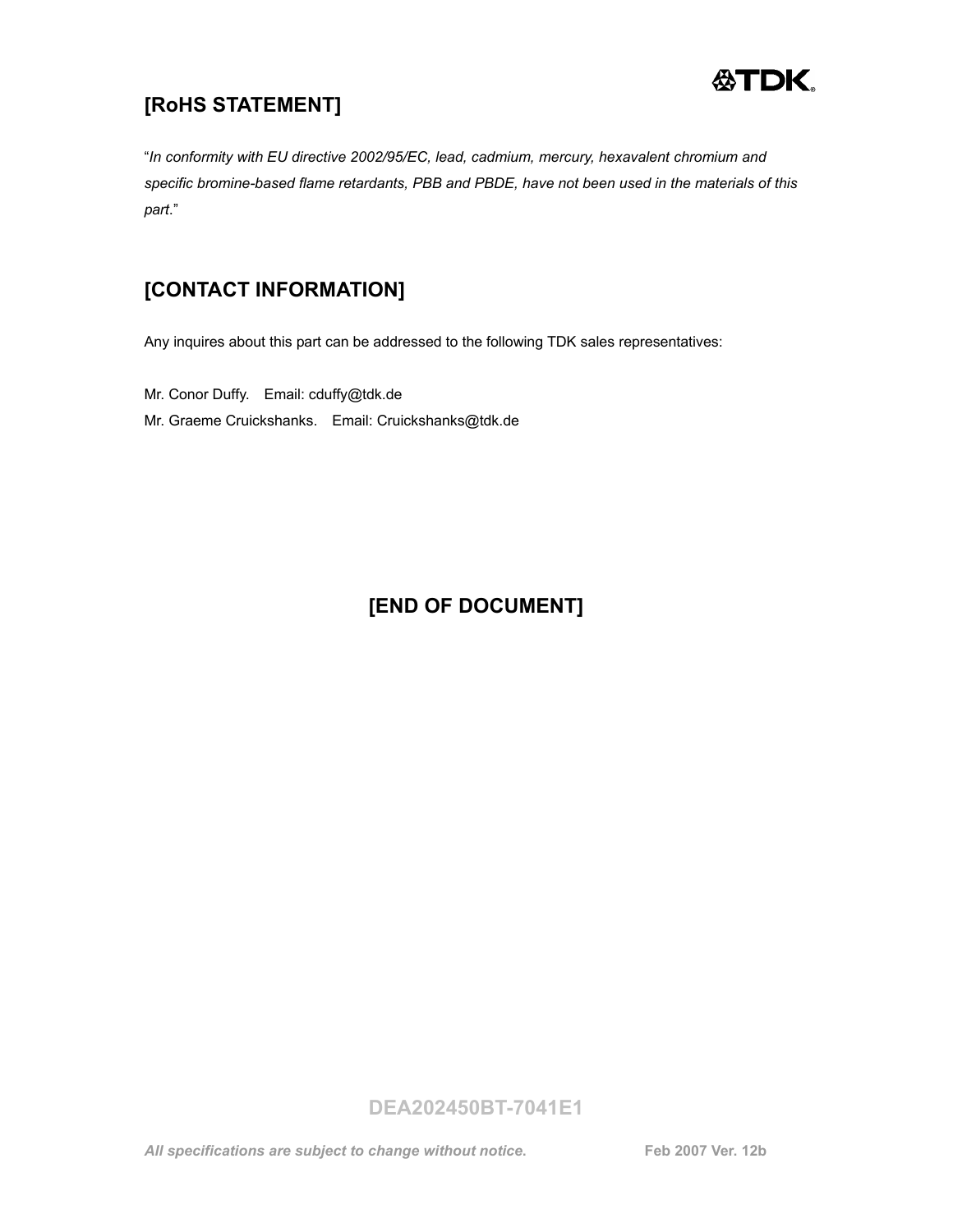## [RoHS STATEMENT]

"*In conformity with EU directive 2002/95/EC, lead, cadmium, mercury, hexavalent chromium and specific bromine-based flame retardants, PBB and PBDE, have not been used in the materials of this part*."

## [CONTACT INFORMATION]

Any inquires about this part can be addressed to the following TDK sales representatives:

Mr. Conor Duffy. Email: cduffy@tdk.de
Mr. Graeme Cruickshanks. Email: Cruickshanks@tdk.de

## [END OF DOCUMENT]